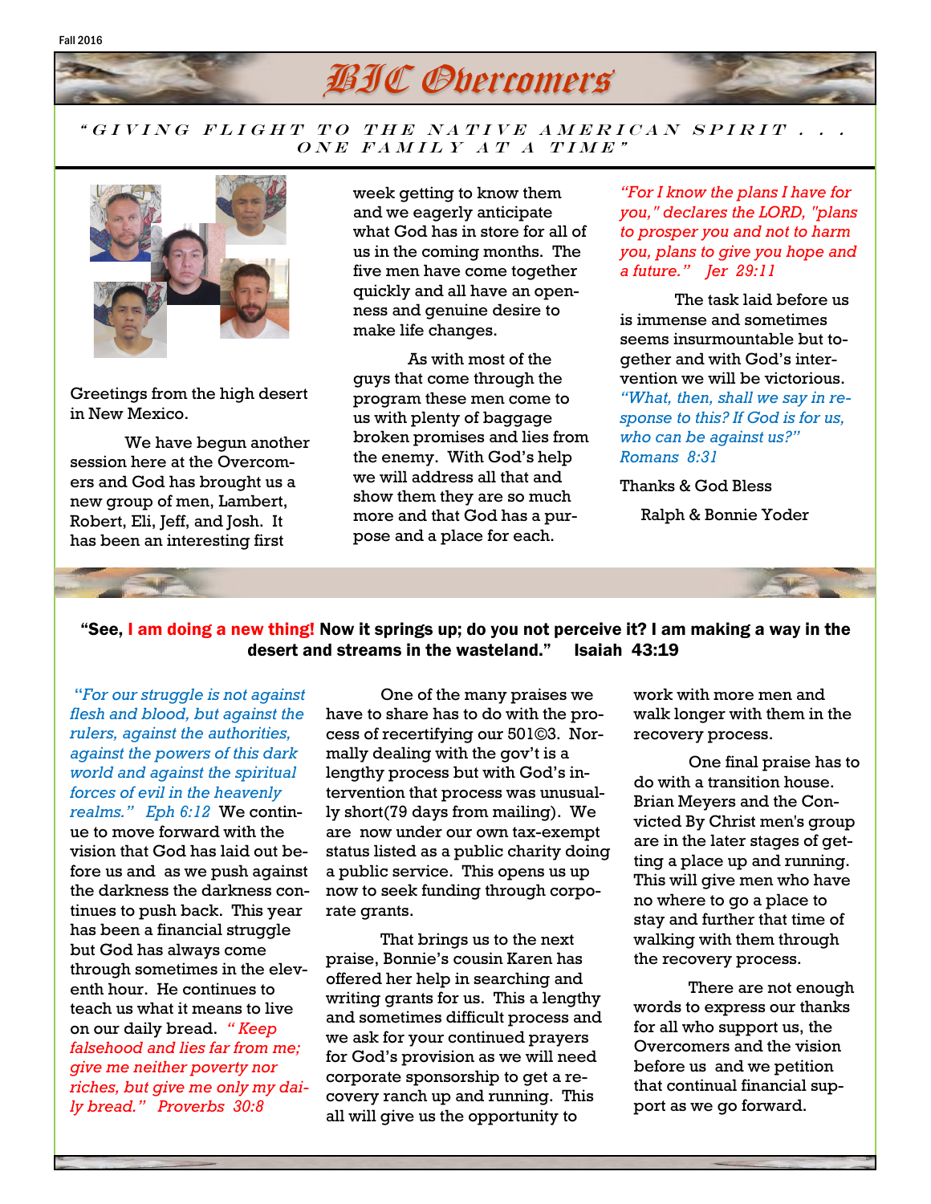Fall 2016

# BIC Overcomers

*"GIVING FLIGHT TO THE NATIVE AMERICAN SPIRIT . . . ONE FAMILY AT A TIME"*

Greetings from the high desert in New Mexico.

We have begun another session here at the Overcomers and God has brought us a new group of men, Lambert, Robert, Eli, Jeff, and Josh. It has been an interesting first week getting to know them and we eagerly anticipate what God has in store for all of us in the coming months. The five men have come together quickly and all have an openness and genuine desire to make life changes.

As with most of the guys that come through the program these men come to us with plenty of baggage broken promises and lies from the enemy. With God's help we will address all that and show them they are so much more and that God has a purpose and a place for each.

*"For I know the plans I have for you," declares the LORD, "plans to prosper you and not to harm you, plans to give you hope and a future." Jer 29:11*

The task laid before us is immense and sometimes seems insurmountable but together and with God's intervention we will be victorious. *"What, then, shall we say in response to this? If God is for us, who can be against us?" Romans 8:31*

Thanks & God Bless

Ralph & Bonnie Yoder

**"See, I am doing a new thing! Now it springs up; do you not perceive it? I am making a way in the desert and streams in the wasteland." Isaiah 43:19**

*"For our struggle is not against flesh and blood, but against the rulers, against the authorities, against the powers of this dark world and against the spiritual forces of evil in the heavenly realms." Eph 6:12* We continue to move forward with the vision that God has laid before us and as we push against the darkness the darkness continues to push back. This year has been a financial struggle but God has always come through sometimes in the eleventh hour. He continues to teach us what it means to live on our daily bread. *"Keep falsehood and lies far from me; give me neither poverty nor riches, but give me only my daily bread." Proverbs 30:8*

One of the many praises we have to share has to do with the process of recertifying our 501©3. Normally dealing with the gov't is a lengthy process but with God's intervention that process was unusually short(79 days from mailing). We are now under our own tax-exempt status listed as a public charity doing a public service. This opens us up now to seek funding through corporate grants.

That brings us to the next praise, Bonnie's cousin Karen has offered her help in searching and writing grants for us. This a lengthy and sometimes difficult process and we ask for your continued prayers for God's provision as we will need corporate sponsorship to get a recovery ranch up and running. This all will give us the opportunity to work with more men and walk longer with them in the recovery process.

One final praise has to do with a transition house. Brian Meyers and the Convicted By Christ men's group are in the later stages of getting a place up and running. This will give men who have no where to go a place to stay and further that time of walking with them through the recovery process.

There are not enough words to express our thanks for all who support us, the Overcomers and the vision before us and we petition that continual financial support as we go forward.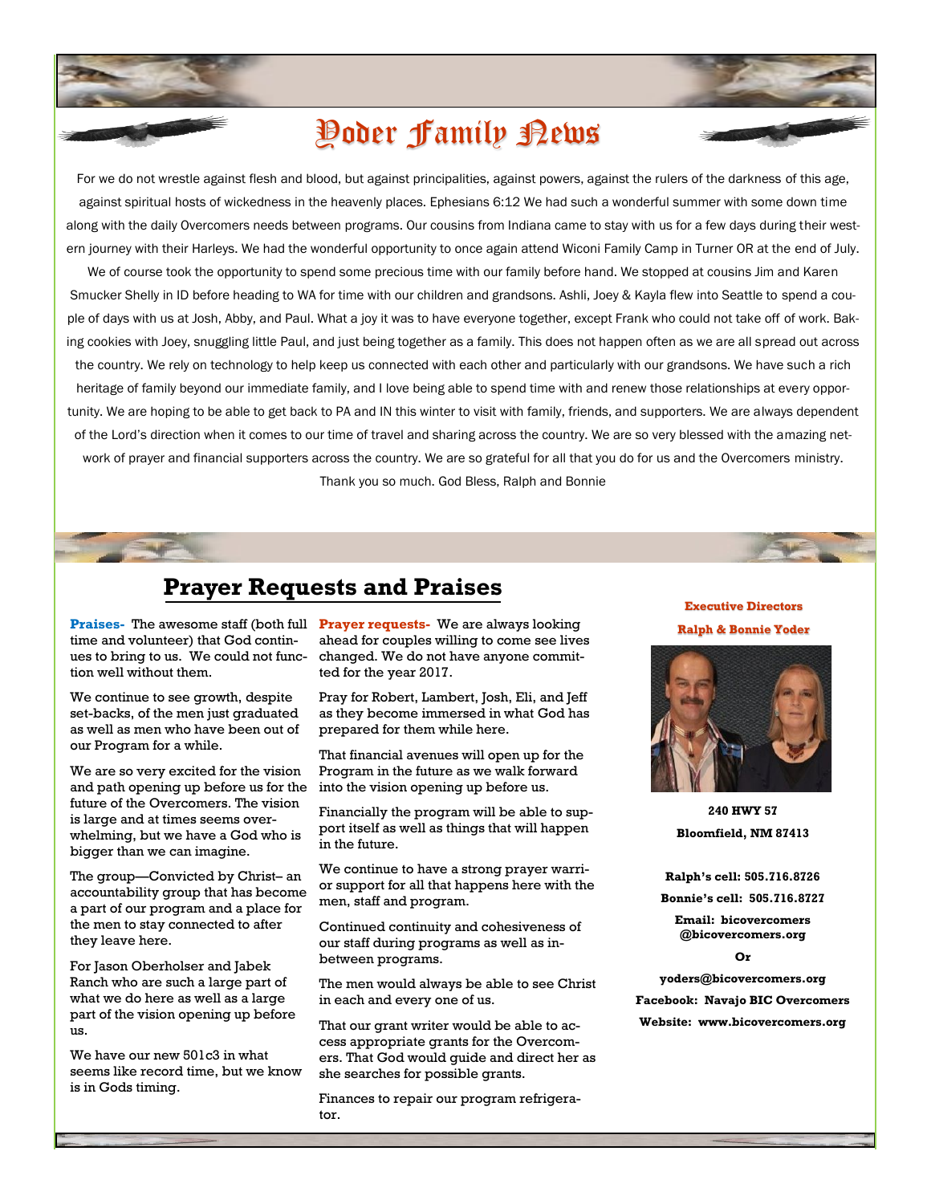# Yoder Family News

For we do not wrestle against flesh and blood, but against principalities, against powers, against the rulers of the darkness of this age, against spiritual hosts of wickedness in the heavenly places. Ephesians 6:12 We had such a wonderful summer with some down time along with the daily Overcomers needs between programs. Our cousins from Indiana came to stay with us for a few days during their western journey with their Harleys. We had the wonderful opportunity to once again attend Wiconi Family Camp in Turner OR at the end of July. We of course took the opportunity to spend some precious time with our family before hand. We stopped at cousins Jim and Karen Smucker Shelly in ID before heading to WA for time with our children and grandsons. Ashli, Joey & Kayla flew into Seattle to spend a couple of days with us at Josh, Abby, and Paul. What a joy it was to have everyone together, except Frank who could not take off of work. Baking cookies with Joey, snuggling little Paul, and just being together as a family. This does not happen often as we are all spread out across the country. We rely on technology to help keep us connected with each other and particularly with our grandsons. We have such a rich heritage of family beyond our immediate family, and I love being able to spend time with and renew those relationships at every opportunity. We are hoping to be able to get back to PA and IN this winter to visit with family, friends, and supporters. We are always dependent of the Lord's direction when it comes to our time of travel and sharing across the country. We are so very blessed with the amazing network of prayer and financial supporters across the country. We are so grateful for all that you do for us and the Overcomers ministry. Thank you so much. God Bless, Ralph and Bonnie

## Prayer Requests and Praises

**Praises-** The awesome staff (both full time and volunteer) that God continues to bring to us. We could not function well without them.

We continue to see growth, despite set-backs, of the men just graduated as well as men who have been out of our Program for a while.

We are so very excited for the vision and path opening up before us for the future of the Overcomers. The vision is large and at times seems overwhelming, but we have a God who is bigger than we can imagine.

The group—Convicted by Christ– an accountability group that has become a part of our program and a place for the men to stay connected to after they leave here.

For Jason Oberholser and Jabek Ranch who are such a large part of what we do here as well as a large part of the vision opening up before us.

We have our new 501c3 in what seems like record time, but we know is in Gods timing.

**Prayer requests-** We are always looking ahead for couples willing to come see lives changed. We do not have anyone committed for the year 2017.

Pray for Robert, Lambert, Josh, Eli, and Jeff as they become immersed in what God has prepared for them while here.

That financial avenues will open up for the Program in the future as we walk forward into the vision opening up before us.

Financially the program will be able to support itself as well as things that will happen in the future.

We continue to have a strong prayer warrior support for all that happens here with the men, staff and program.

Continued continuity and cohesiveness of our staff during programs as well as in-between programs.

The men would always be able to see Christ in each and every one of us.

That our grant writer would be able to access appropriate grants for the Overcomers. That God would guide and direct her as she searches for possible grants.

Finances to repair our program refrigerator.

**Executive Directors**

**Ralph & Bonnie Yoder**

**240 HWY 57**

**Bloomfield, NM 87413**

**Ralph's cell: 505.716.8726**

**Bonnie's cell: 505.716.8727**

**Email: bicovercomers @bicovercomers.org**

**Or**

**yoders@bicovercomers.org**

**Facebook: Navajo BIC Overcomers**

**Website: www.bicovercomers.org**